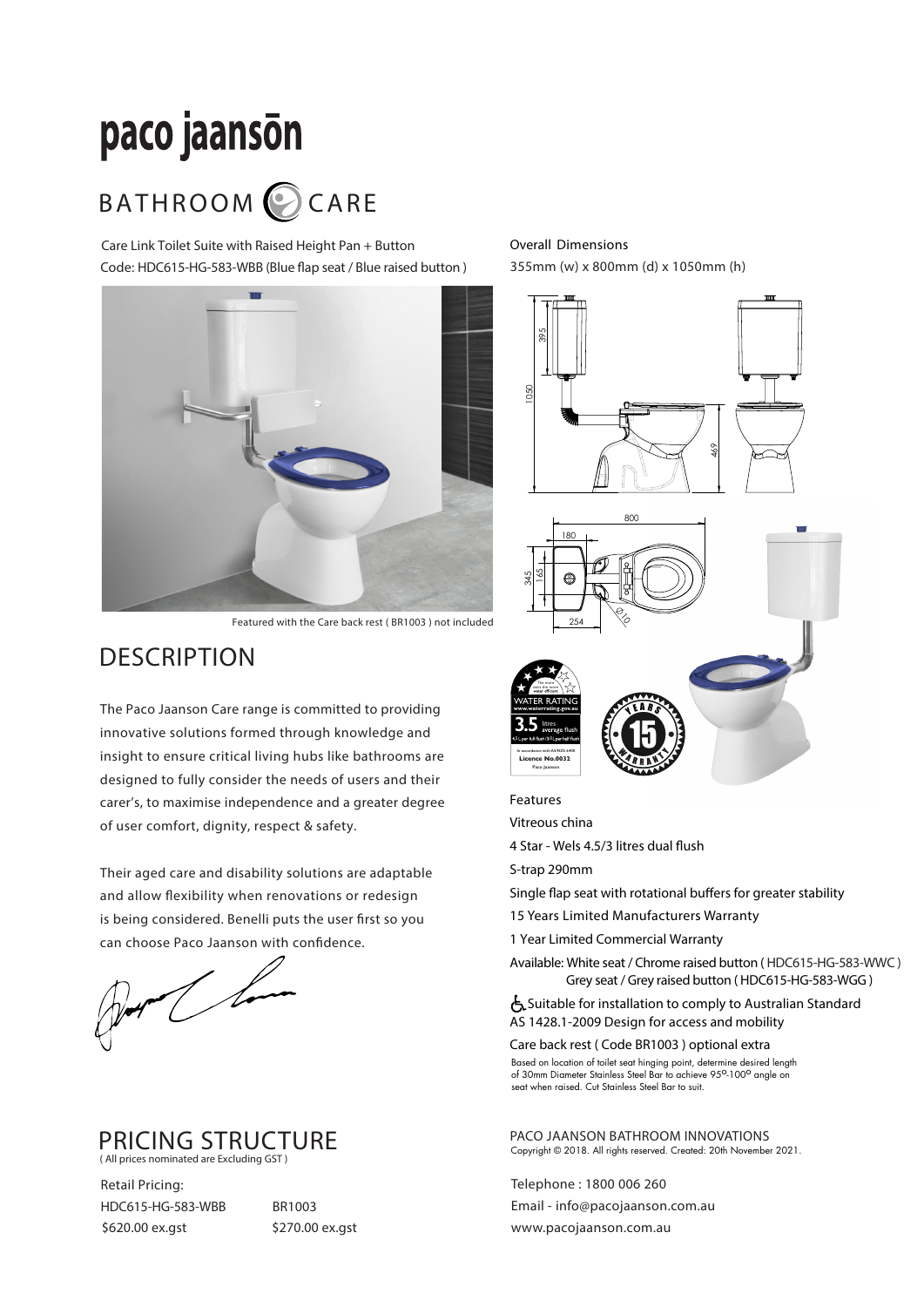# paco jaansōn

## BATHROOM CARE

Care Link Toilet Suite with Raised Height Pan + Button
Code: HDC615-HG-583-WBB (Blue flap seat / Blue raised button )

Featured with the Care back rest ( BR1003 ) not included

Overall Dimensions
355mm (w) x 800mm (d) x 1050mm (h)

395
1050
469
800
180
345
165
254
Ø10

WATER RATING
www.waterrating.gov.au
3.5 litres average flush
4.5 L per full flush / 3.0 L per half flush
In accordance with AS/NZS 6400
Licence No.0032
Paco Jaanson

15 YEARS WARRANTY

## DESCRIPTION

The Paco Jaanson Care range is committed to providing innovative solutions formed through knowledge and insight to ensure critical living hubs like bathrooms are designed to fully consider the needs of users and their carer's, to maximise independence and a greater degree of user comfort, dignity, respect & safety.

Their aged care and disability solutions are adaptable and allow flexibility when renovations or redesign is being considered. Benelli puts the user first so you can choose Paco Jaanson with confidence.

Features

- Vitreous china
- 4 Star - Wels 4.5/3 litres dual flush
- S-trap 290mm
- Single flap seat with rotational buffers for greater stability
- 15 Years Limited Manufacturers Warranty
- 1 Year Limited Commercial Warranty
- Available: White seat / Chrome raised button ( HDC615-HG-583-WWC )
  Grey seat / Grey raised button ( HDC615-HG-583-WGG )
- Suitable for installation to comply to Australian Standard AS 1428.1-2009 Design for access and mobility
- Care back rest ( Code BR1003 ) optional extra

Based on location of toilet seat hinging point, determine desired length of 30mm Diameter Stainless Steel Bar to achieve 95º-100º angle on seat when raised. Cut Stainless Steel Bar to suit.

## PRICING STRUCTURE

( All prices nominated are Excluding GST )

Retail Pricing:

| HDC615-HG-583-WBB | BR1003 |
|---|---|
| $620.00 ex.gst | $270.00 ex.gst |

PACO JAANSON BATHROOM INNOVATIONS
Copyright © 2018. All rights reserved. Created: 20th November 2021.

Telephone : 1800 006 260
Email - info@pacojaanson.com.au
www.pacojaanson.com.au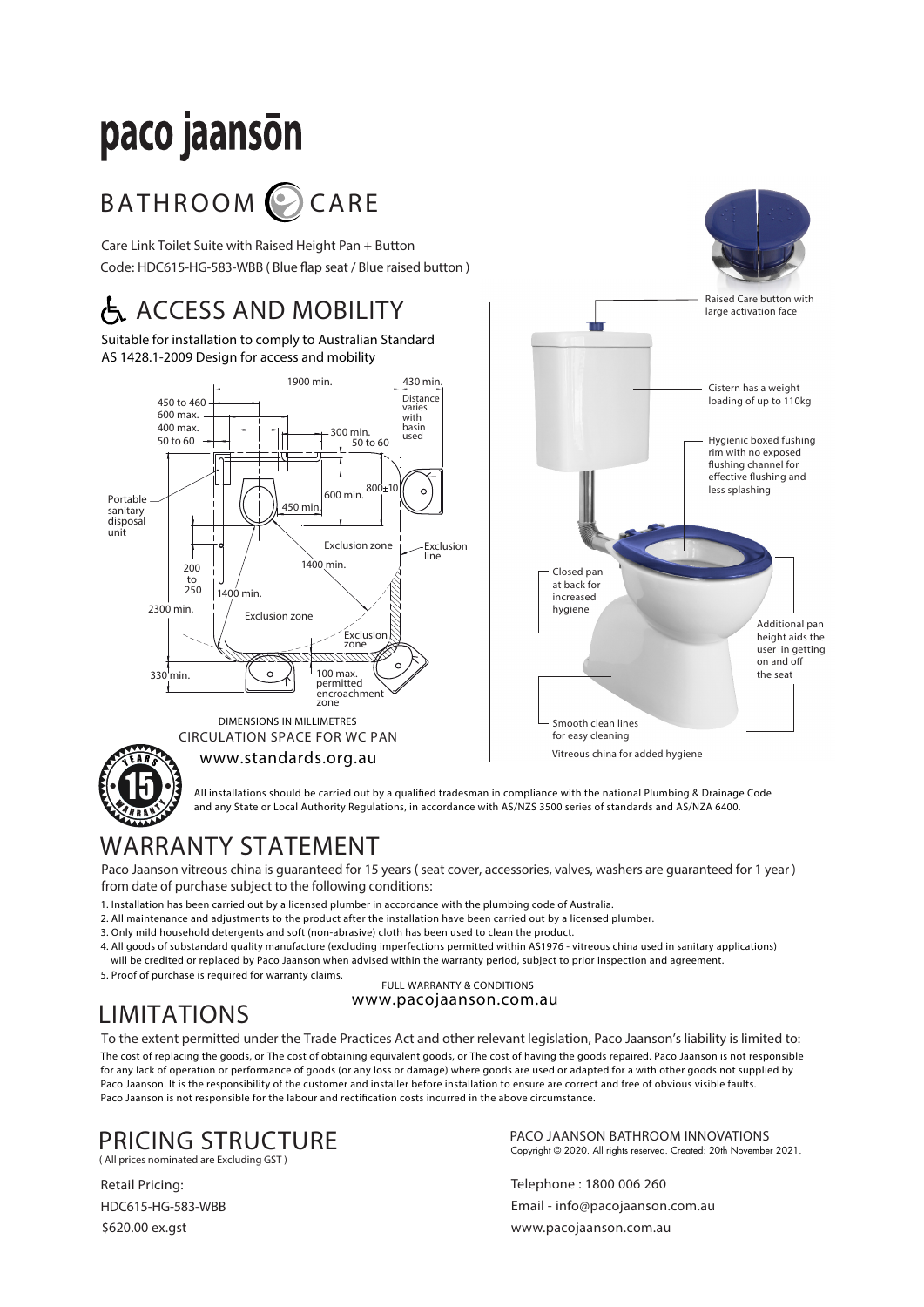# paco jaansōn

## BATHROOM CARE

Care Link Toilet Suite with Raised Height Pan + Button
Code: HDC615-HG-583-WBB ( Blue flap seat / Blue raised button )

## ACCESS AND MOBILITY

Suitable for installation to comply to Australian Standard AS 1428.1-2009 Design for access and mobility

1900 min.
430 min.
450 to 460
600 max.
400 max.
50 to 60
300 min.
50 to 60
Distance varies with basin used
Portable sanitary disposal unit
600 min.
800±10
450 min.
Exclusion zone
Exclusion line
1400 min.
200 to 250
1400 min.
2300 min.
Exclusion zone
Exclusion zone
330 min.
100 max. permitted encroachment zone

DIMENSIONS IN MILLIMETRES
CIRCULATION SPACE FOR WC PAN
www.standards.org.au

Raised Care button with large activation face
Cistern has a weight loading of up to 110kg
Hygienic boxed fushing rim with no exposed flushing channel for effective flushing and less splashing
Closed pan at back for increased hygiene
Additional pan height aids the user in getting on and off the seat
Smooth clean lines for easy cleaning
Vitreous china for added hygiene

15 YEARS WARRANTY

All installations should be carried out by a qualified tradesman in compliance with the national Plumbing & Drainage Code and any State or Local Authority Regulations, in accordance with AS/NZS 3500 series of standards and AS/NZA 6400.

## WARRANTY STATEMENT

Paco Jaanson vitreous china is guaranteed for 15 years ( seat cover, accessories, valves, washers are guaranteed for 1 year ) from date of purchase subject to the following conditions:

1. Installation has been carried out by a licensed plumber in accordance with the plumbing code of Australia.
2. All maintenance and adjustments to the product after the installation have been carried out by a licensed plumber.
3. Only mild household detergents and soft (non-abrasive) cloth has been used to clean the product.
4. All goods of substandard quality manufacture (excluding imperfections permitted within AS1976 - vitreous china used in sanitary applications) will be credited or replaced by Paco Jaanson when advised within the warranty period, subject to prior inspection and agreement.
5. Proof of purchase is required for warranty claims.

FULL WARRANTY & CONDITIONS
www.pacojaanson.com.au

## LIMITATIONS

To the extent permitted under the Trade Practices Act and other relevant legislation, Paco Jaanson's liability is limited to:
The cost of replacing the goods, or The cost of obtaining equivalent goods, or The cost of having the goods repaired. Paco Jaanson is not responsible for any lack of operation or performance of goods (or any loss or damage) where goods are used or adapted for a with other goods not supplied by Paco Jaanson. It is the responsibility of the customer and installer before installation to ensure are correct and free of obvious visible faults. Paco Jaanson is not responsible for the labour and rectification costs incurred in the above circumstance.

## PRICING STRUCTURE

( All prices nominated are Excluding GST )

Retail Pricing:
HDC615-HG-583-WBB
$620.00 ex.gst

PACO JAANSON BATHROOM INNOVATIONS
Copyright © 2020. All rights reserved. Created: 20th November 2021.

Telephone : 1800 006 260
Email - info@pacojaanson.com.au
www.pacojaanson.com.au